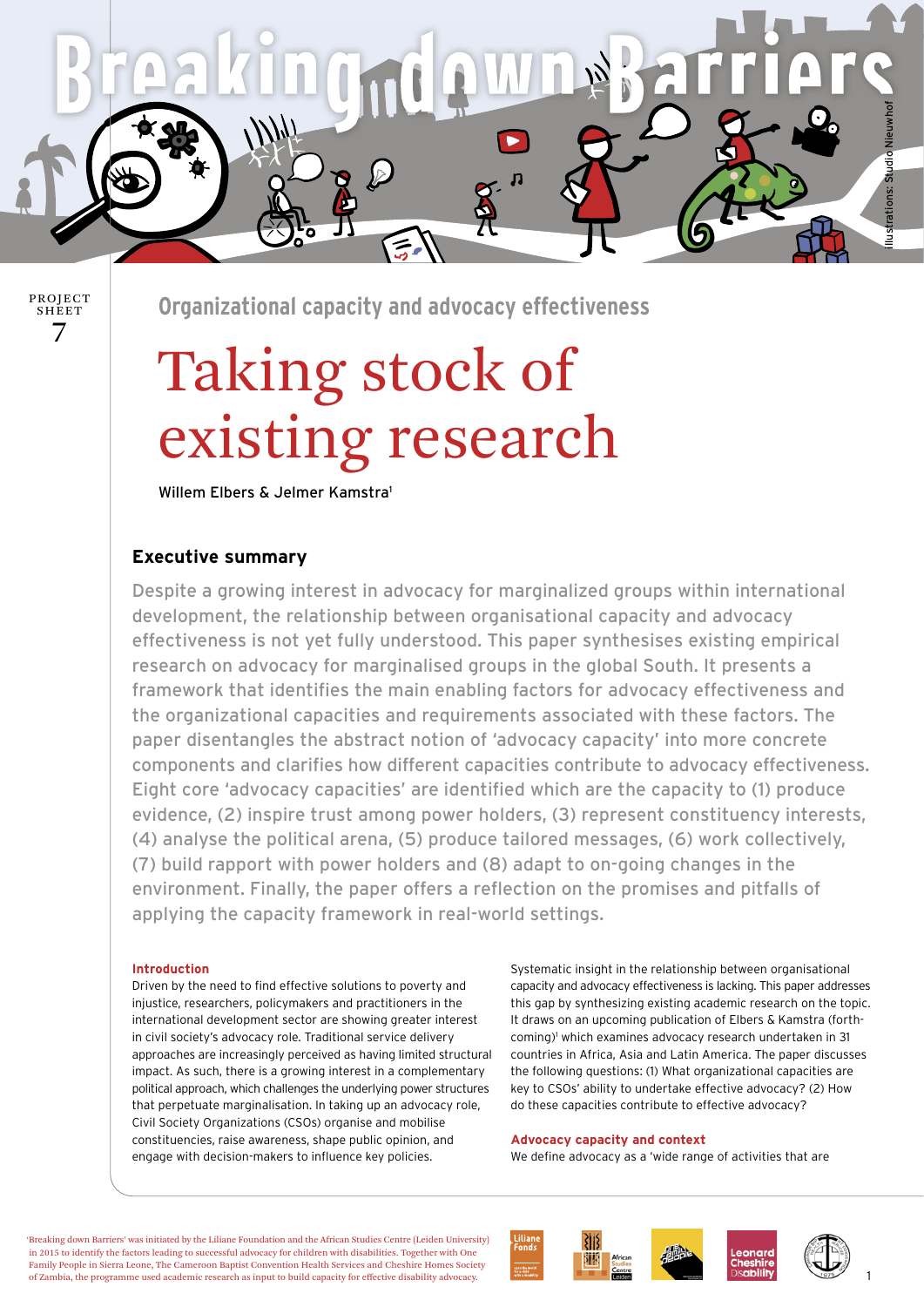Breaking down Barriers

PROJECT SHEET 7

Organizational capacity and advocacy effectiveness

# Taking stock of existing research

Willem Elbers & Jelmer Kamstra[1]

## Executive summary

Despite a growing interest in advocacy for marginalized groups within international development, the relationship between organisational capacity and advocacy effectiveness is not yet fully understood. This paper synthesises existing empirical research on advocacy for marginalised groups in the global South. It presents a framework that identifies the main enabling factors for advocacy effectiveness and the organizational capacities and requirements associated with these factors. The paper disentangles the abstract notion of 'advocacy capacity' into more concrete components and clarifies how different capacities contribute to advocacy effectiveness. Eight core 'advocacy capacities' are identified which are the capacity to (1) produce evidence, (2) inspire trust among power holders, (3) represent constituency interests, (4) analyse the political arena, (5) produce tailored messages, (6) work collectively, (7) build rapport with power holders and (8) adapt to on-going changes in the environment. Finally, the paper offers a reflection on the promises and pitfalls of applying the capacity framework in real-world settings.

### Introduction

Driven by the need to find effective solutions to poverty and injustice, researchers, policymakers and practitioners in the international development sector are showing greater interest in civil society's advocacy role. Traditional service delivery approaches are increasingly perceived as having limited structural impact. As such, there is a growing interest in a complementary political approach, which challenges the underlying power structures that perpetuate marginalisation. In taking up an advocacy role, Civil Society Organizations (CSOs) organise and mobilise constituencies, raise awareness, shape public opinion, and engage with decision-makers to influence key policies.

Systematic insight in the relationship between organisational capacity and advocacy effectiveness is lacking. This paper addresses this gap by synthesizing existing academic research on the topic. It draws on an upcoming publication of Elbers & Kamstra (forthcoming)[1] which examines advocacy research undertaken in 31 countries in Africa, Asia and Latin America. The paper discusses the following questions: (1) What organizational capacities are key to CSOs' ability to undertake effective advocacy? (2) How do these capacities contribute to effective advocacy?

### Advocacy capacity and context

We define advocacy as a 'wide range of activities that are

'Breaking down Barriers' was initiated by the Liliane Foundation and the African Studies Centre (Leiden University) in 2015 to identify the factors leading to successful advocacy for children with disabilities. Together with One Family People in Sierra Leone, The Cameroon Baptist Convention Health Services and Cheshire Homes Society of Zambia, the programme used academic research as input to build capacity for effective disability advocacy.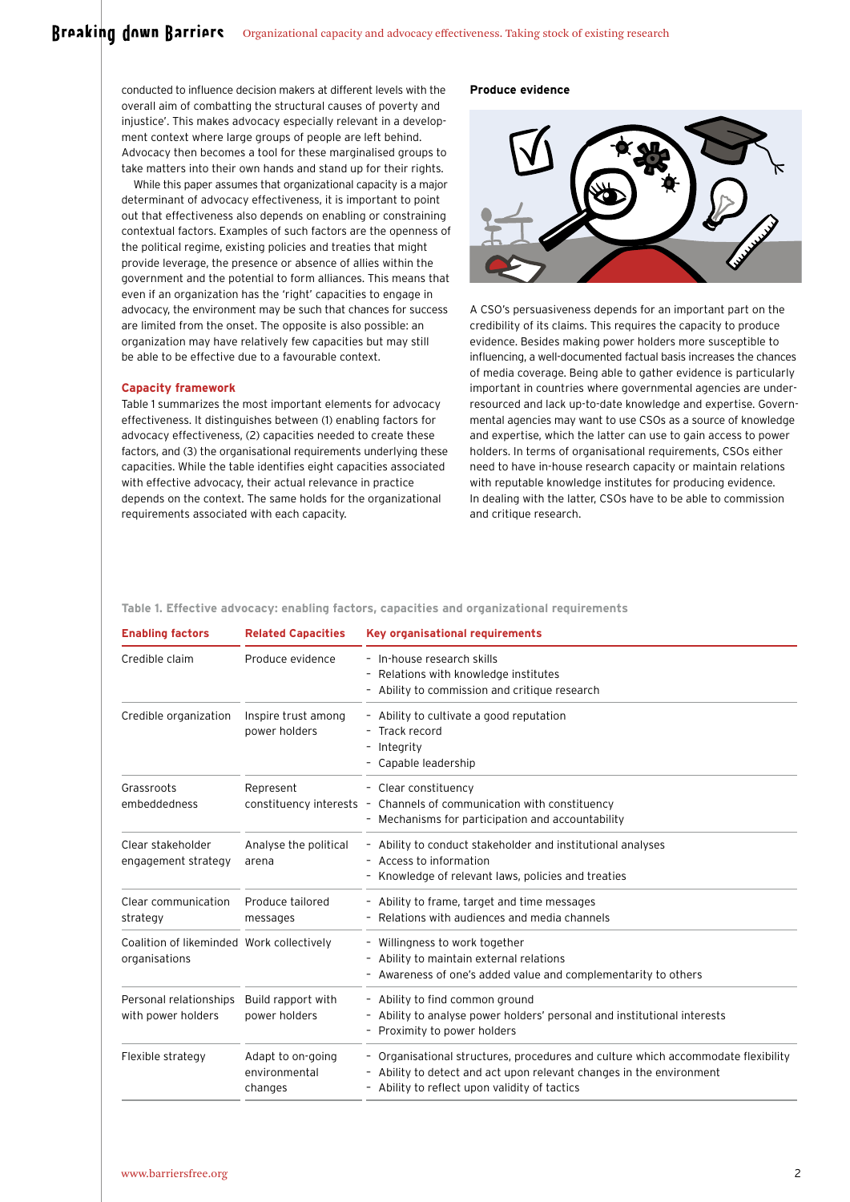conducted to influence decision makers at different levels with the overall aim of combatting the structural causes of poverty and injustice'. This makes advocacy especially relevant in a development context where large groups of people are left behind. Advocacy then becomes a tool for these marginalised groups to take matters into their own hands and stand up for their rights.

While this paper assumes that organizational capacity is a major determinant of advocacy effectiveness, it is important to point out that effectiveness also depends on enabling or constraining contextual factors. Examples of such factors are the openness of the political regime, existing policies and treaties that might provide leverage, the presence or absence of allies within the government and the potential to form alliances. This means that even if an organization has the 'right' capacities to engage in advocacy, the environment may be such that chances for success are limited from the onset. The opposite is also possible: an organization may have relatively few capacities but may still be able to be effective due to a favourable context.

### Capacity framework

Table 1 summarizes the most important elements for advocacy effectiveness. It distinguishes between (1) enabling factors for advocacy effectiveness, (2) capacities needed to create these factors, and (3) the organisational requirements underlying these capacities. While the table identifies eight capacities associated with effective advocacy, their actual relevance in practice depends on the context. The same holds for the organizational requirements associated with each capacity.

### Produce evidence

A CSO's persuasiveness depends for an important part on the credibility of its claims. This requires the capacity to produce evidence. Besides making power holders more susceptible to influencing, a well-documented factual basis increases the chances of media coverage. Being able to gather evidence is particularly important in countries where governmental agencies are under-resourced and lack up-to-date knowledge and expertise. Governmental agencies may want to use CSOs as a source of knowledge and expertise, which the latter can use to gain access to power holders. In terms of organisational requirements, CSOs either need to have in-house research capacity or maintain relations with reputable knowledge institutes for producing evidence. In dealing with the latter, CSOs have to be able to commission and critique research.

**Table 1. Effective advocacy: enabling factors, capacities and organizational requirements**

| Enabling factors | Related Capacities | Key organisational requirements |
|---|---|---|
| Credible claim | Produce evidence | - In-house research skills<br>- Relations with knowledge institutes<br>- Ability to commission and critique research |
| Credible organization | Inspire trust among power holders | - Ability to cultivate a good reputation<br>- Track record<br>- Integrity<br>- Capable leadership |
| Grassroots embeddedness | Represent constituency interests | - Clear constituency<br>- Channels of communication with constituency<br>- Mechanisms for participation and accountability |
| Clear stakeholder engagement strategy | Analyse the political arena | - Ability to conduct stakeholder and institutional analyses<br>- Access to information<br>- Knowledge of relevant laws, policies and treaties |
| Clear communication strategy | Produce tailored messages | - Ability to frame, target and time messages<br>- Relations with audiences and media channels |
| Coalition of likeminded organisations | Work collectively | - Willingness to work together<br>- Ability to maintain external relations<br>- Awareness of one's added value and complementarity to others |
| Personal relationships with power holders | Build rapport with power holders | - Ability to find common ground<br>- Ability to analyse power holders' personal and institutional interests<br>- Proximity to power holders |
| Flexible strategy | Adapt to on-going environmental changes | - Organisational structures, procedures and culture which accommodate flexibility<br>- Ability to detect and act upon relevant changes in the environment<br>- Ability to reflect upon validity of tactics |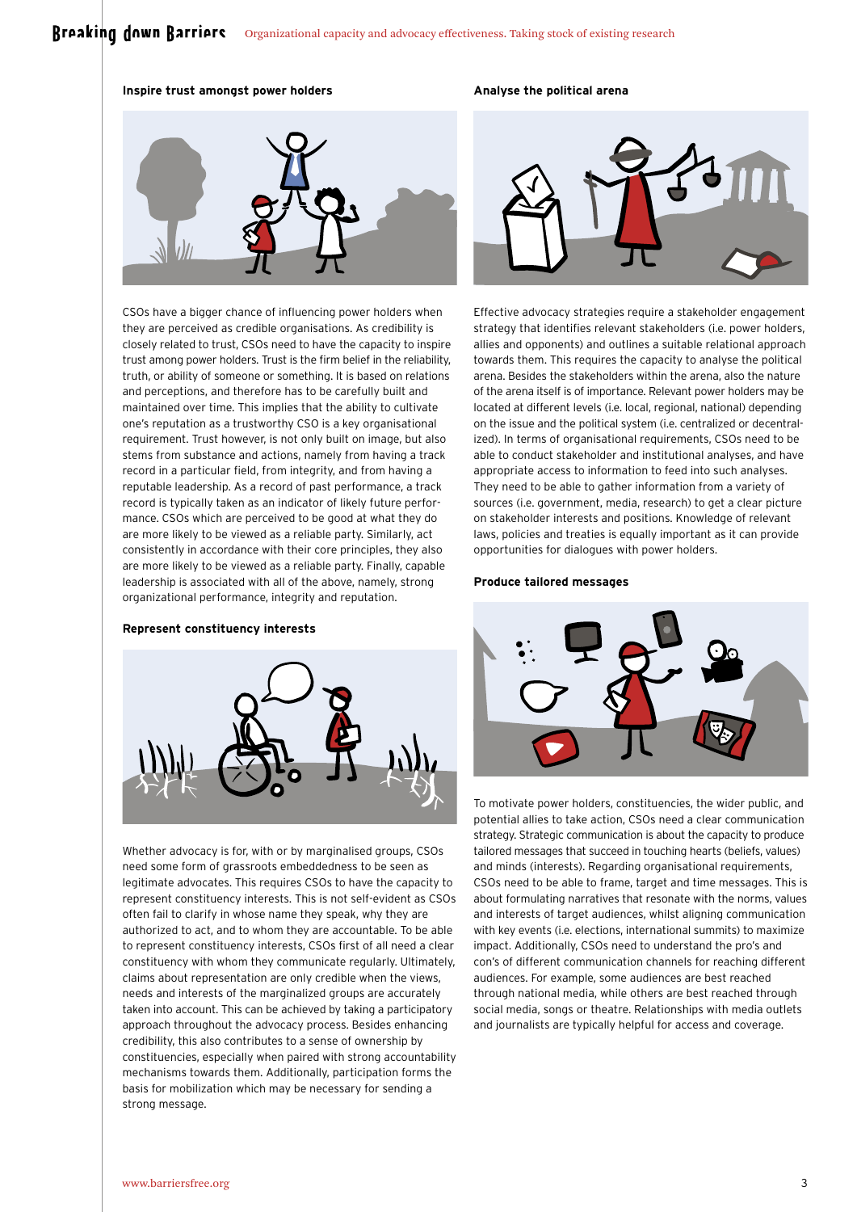### Inspire trust amongst power holders

CSOs have a bigger chance of influencing power holders when they are perceived as credible organisations. As credibility is closely related to trust, CSOs need to have the capacity to inspire trust among power holders. Trust is the firm belief in the reliability, truth, or ability of someone or something. It is based on relations and perceptions, and therefore has to be carefully built and maintained over time. This implies that the ability to cultivate one's reputation as a trustworthy CSO is a key organisational requirement. Trust however, is not only built on image, but also stems from substance and actions, namely from having a track record in a particular field, from integrity, and from having a reputable leadership. As a record of past performance, a track record is typically taken as an indicator of likely future performance. CSOs which are perceived to be good at what they do are more likely to be viewed as a reliable party. Similarly, act consistently in accordance with their core principles, they also are more likely to be viewed as a reliable party. Finally, capable leadership is associated with all of the above, namely, strong organizational performance, integrity and reputation.

### Represent constituency interests

Whether advocacy is for, with or by marginalised groups, CSOs need some form of grassroots embeddedness to be seen as legitimate advocates. This requires CSOs to have the capacity to represent constituency interests. This is not self-evident as CSOs often fail to clarify in whose name they speak, why they are authorized to act, and to whom they are accountable. To be able to represent constituency interests, CSOs first of all need a clear constituency with whom they communicate regularly. Ultimately, claims about representation are only credible when the views, needs and interests of the marginalized groups are accurately taken into account. This can be achieved by taking a participatory approach throughout the advocacy process. Besides enhancing credibility, this also contributes to a sense of ownership by constituencies, especially when paired with strong accountability mechanisms towards them. Additionally, participation forms the basis for mobilization which may be necessary for sending a strong message.

### Analyse the political arena

Effective advocacy strategies require a stakeholder engagement strategy that identifies relevant stakeholders (i.e. power holders, allies and opponents) and outlines a suitable relational approach towards them. This requires the capacity to analyse the political arena. Besides the stakeholders within the arena, also the nature of the arena itself is of importance. Relevant power holders may be located at different levels (i.e. local, regional, national) depending on the issue and the political system (i.e. centralized or decentralized). In terms of organisational requirements, CSOs need to be able to conduct stakeholder and institutional analyses, and have appropriate access to information to feed into such analyses. They need to be able to gather information from a variety of sources (i.e. government, media, research) to get a clear picture on stakeholder interests and positions. Knowledge of relevant laws, policies and treaties is equally important as it can provide opportunities for dialogues with power holders.

### Produce tailored messages

To motivate power holders, constituencies, the wider public, and potential allies to take action, CSOs need a clear communication strategy. Strategic communication is about the capacity to produce tailored messages that succeed in touching hearts (beliefs, values) and minds (interests). Regarding organisational requirements, CSOs need to be able to frame, target and time messages. This is about formulating narratives that resonate with the norms, values and interests of target audiences, whilst aligning communication with key events (i.e. elections, international summits) to maximize impact. Additionally, CSOs need to understand the pro's and con's of different communication channels for reaching different audiences. For example, some audiences are best reached through national media, while others are best reached through social media, songs or theatre. Relationships with media outlets and journalists are typically helpful for access and coverage.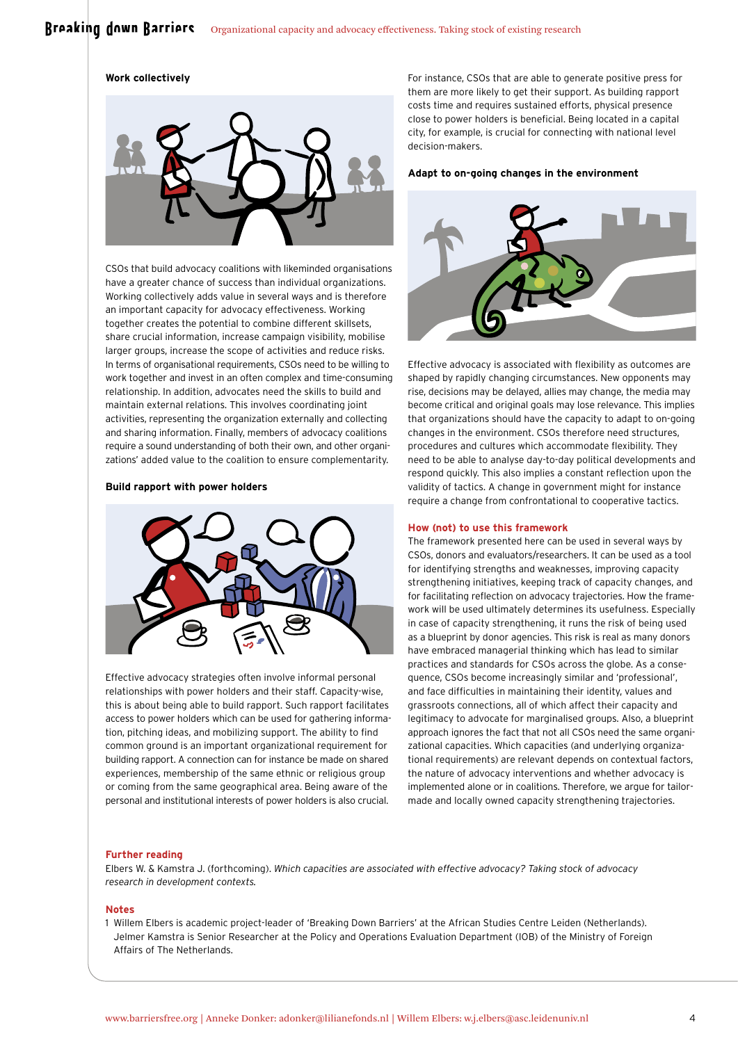### Work collectively

CSOs that build advocacy coalitions with likeminded organisations have a greater chance of success than individual organizations. Working collectively adds value in several ways and is therefore an important capacity for advocacy effectiveness. Working together creates the potential to combine different skillsets, share crucial information, increase campaign visibility, mobilise larger groups, increase the scope of activities and reduce risks. In terms of organisational requirements, CSOs need to be willing to work together and invest in an often complex and time-consuming relationship. In addition, advocates need the skills to build and maintain external relations. This involves coordinating joint activities, representing the organization externally and collecting and sharing information. Finally, members of advocacy coalitions require a sound understanding of both their own, and other organizations' added value to the coalition to ensure complementarity.

### Build rapport with power holders

Effective advocacy strategies often involve informal personal relationships with power holders and their staff. Capacity-wise, this is about being able to build rapport. Such rapport facilitates access to power holders which can be used for gathering information, pitching ideas, and mobilizing support. The ability to find common ground is an important organizational requirement for building rapport. A connection can for instance be made on shared experiences, membership of the same ethnic or religious group or coming from the same geographical area. Being aware of the personal and institutional interests of power holders is also crucial. For instance, CSOs that are able to generate positive press for them are more likely to get their support. As building rapport costs time and requires sustained efforts, physical presence close to power holders is beneficial. Being located in a capital city, for example, is crucial for connecting with national level decision-makers.

### Adapt to on-going changes in the environment

Effective advocacy is associated with flexibility as outcomes are shaped by rapidly changing circumstances. New opponents may rise, decisions may be delayed, allies may change, the media may become critical and original goals may lose relevance. This implies that organizations should have the capacity to adapt to on-going changes in the environment. CSOs therefore need structures, procedures and cultures which accommodate flexibility. They need to be able to analyse day-to-day political developments and respond quickly. This also implies a constant reflection upon the validity of tactics. A change in government might for instance require a change from confrontational to cooperative tactics.

### How (not) to use this framework

The framework presented here can be used in several ways by CSOs, donors and evaluators/researchers. It can be used as a tool for identifying strengths and weaknesses, improving capacity strengthening initiatives, keeping track of capacity changes, and for facilitating reflection on advocacy trajectories. How the framework will be used ultimately determines its usefulness. Especially in case of capacity strengthening, it runs the risk of being used as a blueprint by donor agencies. This risk is real as many donors have embraced managerial thinking which has lead to similar practices and standards for CSOs across the globe. As a consequence, CSOs become increasingly similar and 'professional', and face difficulties in maintaining their identity, values and grassroots connections, all of which affect their capacity and legitimacy to advocate for marginalised groups. Also, a blueprint approach ignores the fact that not all CSOs need the same organizational capacities. Which capacities (and underlying organizational requirements) are relevant depends on contextual factors, the nature of advocacy interventions and whether advocacy is implemented alone or in coalitions. Therefore, we argue for tailor-made and locally owned capacity strengthening trajectories.

### Further reading

Elbers W. & Kamstra J. (forthcoming). *Which capacities are associated with effective advocacy? Taking stock of advocacy research in development contexts.*

### Notes

1 Willem Elbers is academic project-leader of 'Breaking Down Barriers' at the African Studies Centre Leiden (Netherlands). Jelmer Kamstra is Senior Researcher at the Policy and Operations Evaluation Department (IOB) of the Ministry of Foreign Affairs of The Netherlands.